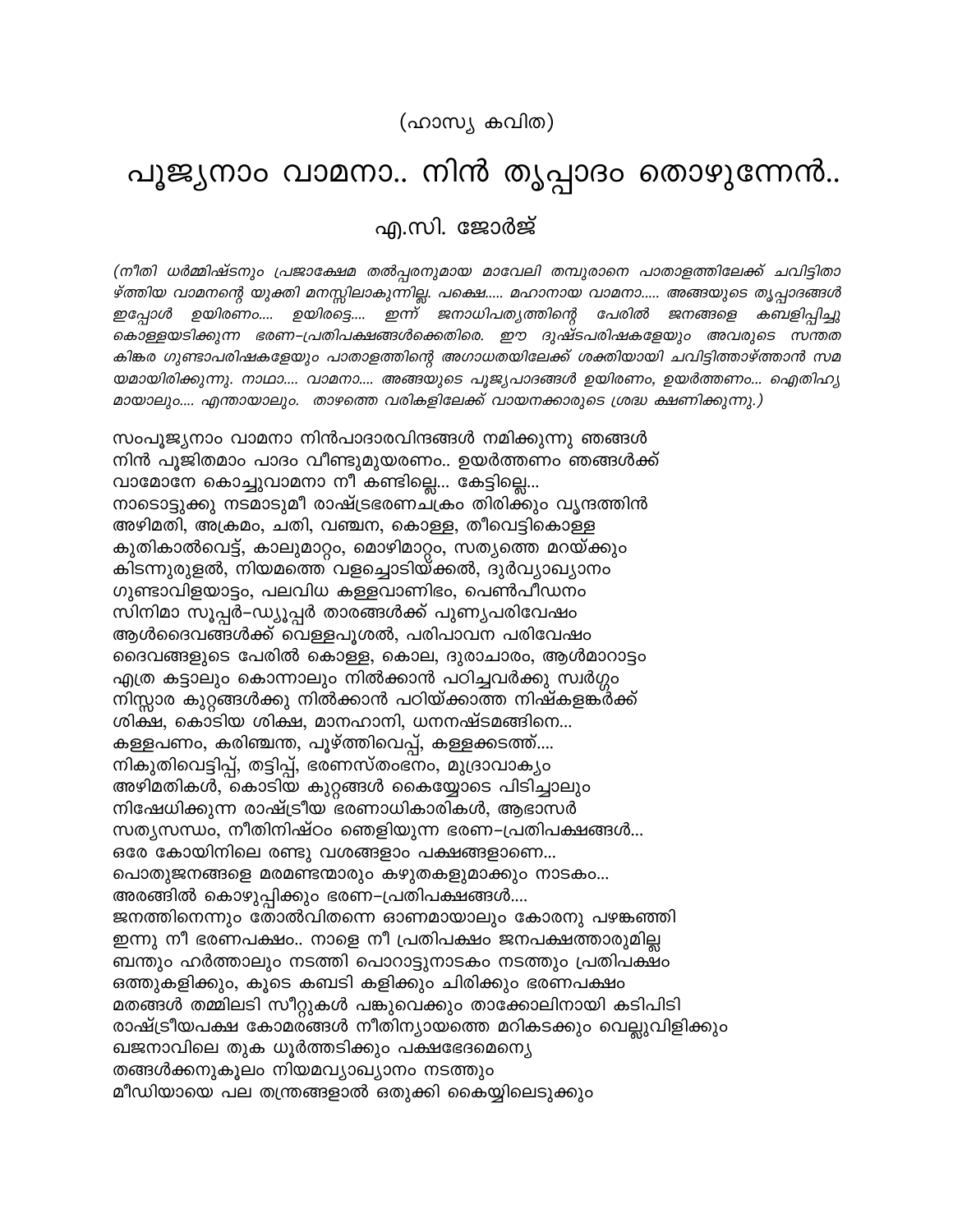(ഹാസ്യ കവിത)

# പൂജ്യനാം വാമനാ.. നിൻ തൃപ്പാദം തൊഴുന്നേൻ..

## എ.സി. ജോർജ്

*(നീതി ധർമ്മിഷ്ടനും പ്രജാക്ഷേമ തൽപ്പരനുമായ മാവേലി തമ്പുരാനെ പാതാളത്തിലേക്ക് ചവിട്ടിതാഴ്ത്തിയ വാമനന്റെ യുക്തി മനസ്സിലാകുന്നില്ല. പക്ഷെ..... മഹാനായ വാമനാ..... അങ്ങയുടെ തൃപ്പാദങ്ങൾ ഇപ്പോൾ ഉയിരണം.... ഉയിരട്ടെ.... ഇന്ന് ജനാധിപത്യത്തിന്റെ പേരിൽ ജനങ്ങളെ കബളിപ്പിച്ചു കൊള്ളയടിക്കുന്ന ഭരണ-പ്രതിപക്ഷങ്ങൾക്കെതിരെ. ഈ ദുഷ്ടപരിഷകളേയും അവരുടെ സന്തത കിങ്കര ഗുണ്ടാപരിഷകളേയും പാതാളത്തിന്റെ അഗാധതയിലേക്ക് ശക്തിയായി ചവിട്ടിത്താഴ്ത്താൻ സമയമായിരിക്കുന്നു. നാഥാ.... വാമനാ.... അങ്ങയുടെ പൂജ്യപാദങ്ങൾ ഉയിരണം, ഉയർത്തണം... ഐതിഹ്യമായാലും.... എന്തായാലും. താഴത്തെ വരികളിലേക്ക് വായനക്കാരുടെ ശ്രദ്ധ ക്ഷണിക്കുന്നു.)*

സംപൂജ്യനാം വാമനാ നിൻപാദാരവിന്ദങ്ങൾ നമിക്കുന്നു ഞങ്ങൾ
നിൻ പൂജിതമാം പാദം വീണ്ടുമുയരണം.. ഉയർത്തണം ഞങ്ങൾക്ക്
വാമോനേ കൊച്ചുവാമനാ നീ കണ്ടില്ലെ... കേട്ടില്ലെ...
നാടൊട്ടുക്കു നടമാടുമീ രാഷ്ട്രഭരണചക്രം തിരിക്കും വൃന്ദത്തിൻ
അഴിമതി, അക്രമം, ചതി, വഞ്ചന, കൊള്ള, തീവെട്ടികൊള്ള
കുതികാൽവെട്ട്, കാലുമാറ്റം, മൊഴിമാറ്റം, സത്യത്തെ മറയ്ക്കും
കിടന്നുരുളൽ, നിയമത്തെ വളച്ചൊടിയ്ക്കൽ, ദുർവ്യാഖ്യാനം
ഗുണ്ടാവിളയാട്ടം, പലവിധ കള്ളവാണിഭം, പെൺപീഡനം
സിനിമാ സൂപ്പർ-ഡ്യൂപ്പർ താരങ്ങൾക്ക് പുണ്യപരിവേഷം
ആൾദൈവങ്ങൾക്ക് വെള്ളപൂശൽ, പരിപാവന പരിവേഷം
ദൈവങ്ങളുടെ പേരിൽ കൊള്ള, കൊല, ദുരാചാരം, ആൾമാറാട്ടം
എത്ര കട്ടാലും കൊന്നാലും നിൽക്കാൻ പഠിച്ചവർക്കു സ്വർഗ്ഗം
നിസ്സാര കുറ്റങ്ങൾക്കു നിൽക്കാൻ പഠിയ്ക്കാത്ത നിഷ്കളങ്കർക്ക്
ശിക്ഷ, കൊടിയ ശിക്ഷ, മാനഹാനി, ധനനഷ്ടമങ്ങിനെ...
കള്ളപണം, കരിഞ്ചന്ത, പൂഴ്ത്തിവെപ്പ്, കള്ളക്കടത്ത്....
നികുതിവെട്ടിപ്പ്, തട്ടിപ്പ്, ഭരണസ്തംഭനം, മുദ്രാവാക്യം
അഴിമതികൾ, കൊടിയ കുറ്റങ്ങൾ കൈയ്യോടെ പിടിച്ചാലും
നിഷേധിക്കുന്ന രാഷ്ട്രീയ ഭരണാധികാരികൾ, ആഭാസർ
സത്യസന്ധം, നീതിനിഷ്ഠം ഞെളിയുന്ന ഭരണ-പ്രതിപക്ഷങ്ങൾ...
ഒരേ കോയിനിലെ രണ്ടു വശങ്ങളാം പക്ഷങ്ങളാണെ...
പൊതുജനങ്ങളെ മരമണ്ടന്മാരും കഴുതകളുമാക്കും നാടകം...
അരങ്ങിൽ കൊഴുപ്പിക്കും ഭരണ-പ്രതിപക്ഷങ്ങൾ....
ജനത്തിനെന്നും തോൽവിതന്നെ ഓണമായാലും കോരനു പഴങ്കഞ്ഞി
ഇന്നു നീ ഭരണപക്ഷം.. നാളെ നീ പ്രതിപക്ഷം ജനപക്ഷത്താരുമില്ല
ബന്തും ഹർത്താലും നടത്തി പൊറാട്ടുനാടകം നടത്തും പ്രതിപക്ഷം
ഒത്തുകളിക്കും, കൂടെ കബടി കളിക്കും ചിരിക്കും ഭരണപക്ഷം
മതങ്ങൾ തമ്മിലടി സീറ്റുകൾ പങ്കുവെക്കും താക്കോലിനായി കടിപിടി
രാഷ്ട്രീയപക്ഷ കോമരങ്ങൾ നീതിന്യായത്തെ മറികടക്കും വെല്ലുവിളിക്കും
ഖജനാവിലെ തുക ധൂർത്തടിക്കും പക്ഷഭേദമെന്യെ
തങ്ങൾക്കനുകൂലം നിയമവ്യാഖ്യാനം നടത്തും
മീഡിയായെ പല തന്ത്രങ്ങളാൽ ഒതുക്കി കൈയ്യിലെടുക്കും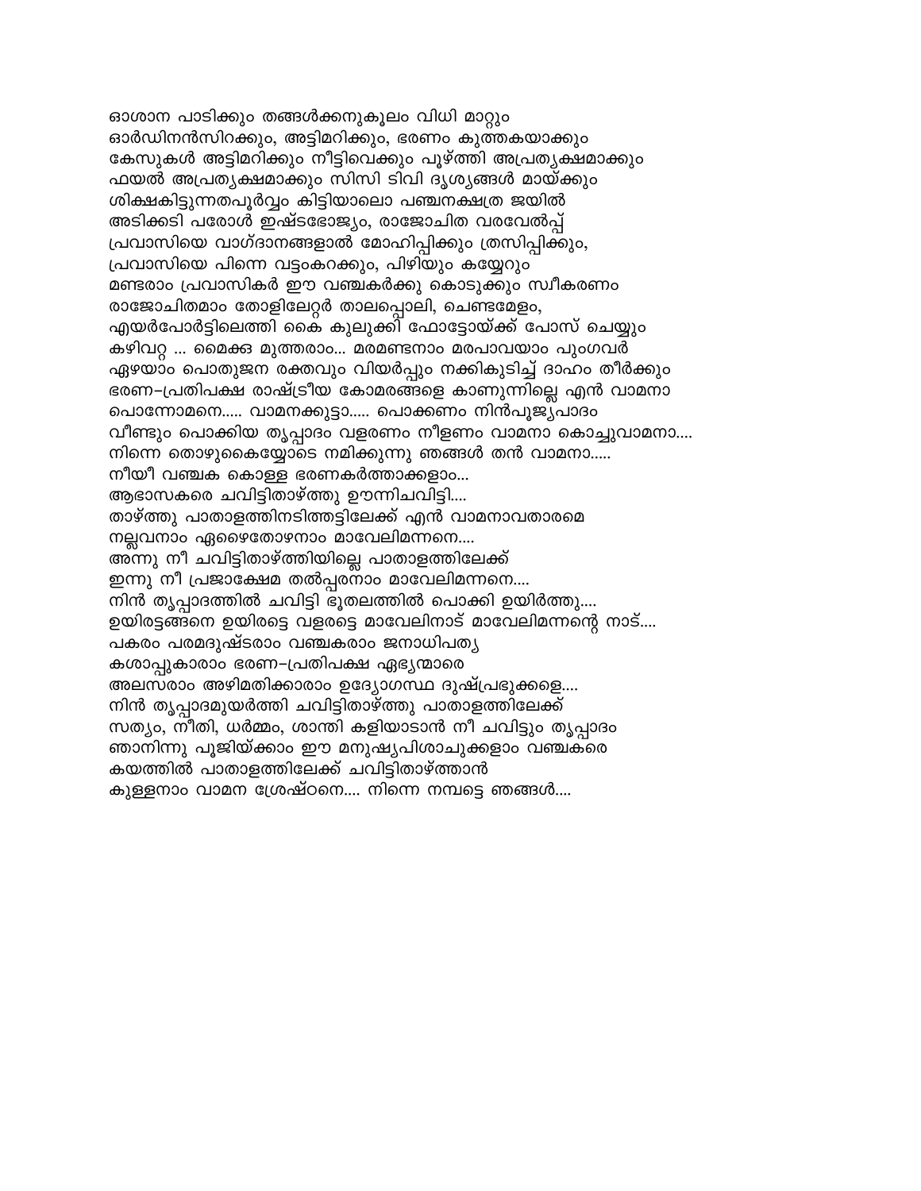ഓശാന പാടിക്കും തങ്ങൾക്കനുകൂലം വിധി മാറ്റും
ഓർഡിനൻസിറക്കും, അട്ടിമറിക്കും, ഭരണം കുത്തകയാക്കും
കേസുകൾ അട്ടിമറിക്കും നീട്ടിവെക്കും പൂഴ്ത്തി അപ്രത്യക്ഷമാക്കും
ഫയൽ അപ്രത്യക്ഷമാക്കും സിസി ടിവി ദൃശ്യങ്ങൾ മായ്ക്കും
ശിക്ഷകിട്ടുന്നതപൂർവ്വം കിട്ടിയാലൊ പഞ്ചനക്ഷത്ര ജയിൽ
അടിക്കടി പരോൾ ഇഷ്ടഭോജ്യം, രാജോചിത വരവേൽപ്പ്
പ്രവാസിയെ വാഗ്ദാനങ്ങളാൽ മോഹിപ്പിക്കും ത്രസിപ്പിക്കും,
പ്രവാസിയെ പിന്നെ വട്ടംകറക്കും, പിഴിയും കയ്യേറും
മണ്ടരാം പ്രവാസികൾ ഈ വഞ്ചകർക്കു കൊടുക്കും സ്വീകരണം
രാജോചിതമാം തോളിലേറ്റർ താലപ്പൊലി, ചെണ്ടമേളം,
എയർപോർട്ടിലെത്തി കൈ കുലുക്കി ഫോട്ടോയ്ക്ക് പോസ് ചെയ്യും
കഴിവറ്റ ... മൈക്ക മുത്തരാം... മരമണ്ടനാം മരപാവയാം പുംഗവർ
ഏഴയാം പൊതുജന രക്തവും വിയർപ്പും നക്കികുടിച്ച് ദാഹം തീർക്കും
ഭരണ–പ്രതിപക്ഷ രാഷ്ട്രീയ കോമരങ്ങളെ കാണുന്നില്ലെ എൻ വാമനാ
പൊന്നോമനെ..... വാമനക്കുട്ടാ..... പൊക്കണം നിൻപൂജ്യപാദം
വീണ്ടും പൊക്കിയ തൃപ്പാദം വളരണം നീളണം വാമനാ കൊച്ചുവാമനാ....
നിന്നെ തൊഴുകൈയ്യോടെ നമിക്കുന്നു ഞങ്ങൾ തൻ വാമനാ.....
നീയീ വഞ്ചക കൊള്ള ഭരണകർത്താക്കളാം...
ആഭാസകരെ ചവിട്ടിതാഴ്ത്തു ഊന്നിചവിട്ടി....
താഴ്ത്തു പാതാളത്തിനടിത്തട്ടിലേക്ക് എൻ വാമനാവതാരമെ
നല്ലവനാം ഏഴൈതോഴനാം മാവേലിമന്നനെ....
അന്നു നീ ചവിട്ടിതാഴ്ത്തിയില്ലെ പാതാളത്തിലേക്ക്
ഇന്നു നീ പ്രജാക്ഷേമ തൽപ്പരനാം മാവേലിമന്നനെ....
നിൻ തൃപ്പാദത്തിൽ ചവിട്ടി ഭൂതലത്തിൽ പൊക്കി ഉയിർത്തു....
ഉയിരട്ടങ്ങനെ ഉയിരട്ടെ വളരട്ടെ മാവേലിനാട് മാവേലിമന്നന്റെ നാട്....
പകരം പരമദുഷ്ടരാം വഞ്ചകരാം ജനാധിപത്യ
കശാപ്പുകാരാം ഭരണ–പ്രതിപക്ഷ ഏഭ്യന്മാരെ
അലസരാം അഴിമതിക്കാരാം ഉദ്യോഗസ്ഥ ദുഷ്പ്രഭുക്കളെ....
നിൻ തൃപ്പാദമുയർത്തി ചവിട്ടിതാഴ്ത്തു പാതാളത്തിലേക്ക്
സത്യം, നീതി, ധർമ്മം, ശാന്തി കളിയാടാൻ നീ ചവിട്ടും തൃപ്പാദം
ഞാനിന്നു പൂജിയ്ക്കാം ഈ മനുഷ്യപിശാചുക്കളാം വഞ്ചകരെ
കയത്തിൽ പാതാളത്തിലേക്ക് ചവിട്ടിതാഴ്ത്താൻ
കുള്ളനാം വാമന ശ്രേഷ്ഠനെ.... നിന്നെ നമ്പട്ടെ ഞങ്ങൾ....